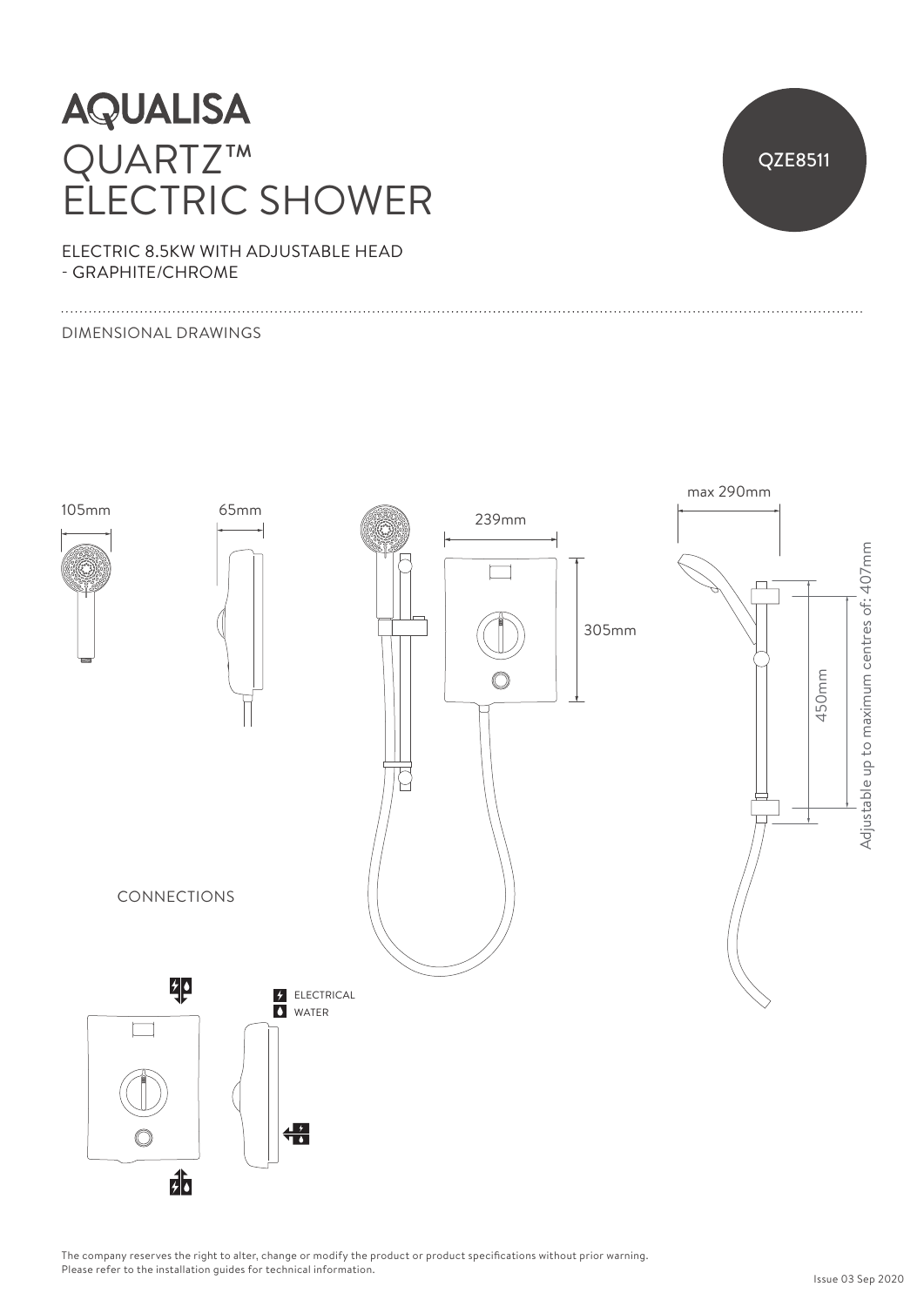# AQUALISA

# QUARTZ™ ELECTRIC SHOWER

QZE8511

ELECTRIC 8.5KW WITH ADJUSTABLE HEAD
- GRAPHITE/CHROME

## DIMENSIONAL DRAWINGS

105mm

65mm

239mm

305mm

max 290mm

450mm

Adjustable up to maximum centres of: 407mm

## CONNECTIONS

ELECTRICAL

WATER

The company reserves the right to alter, change or modify the product or product specifications without prior warning.
Please refer to the installation guides for technical information.

Issue 03 Sep 2020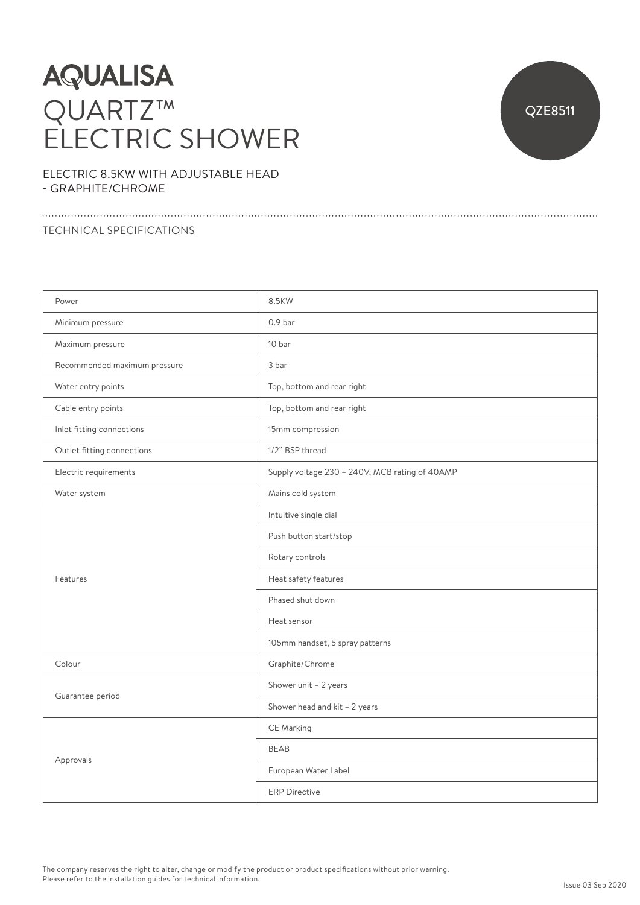# AQUALISA

# QUARTZ™ ELECTRIC SHOWER

QZE8511

ELECTRIC 8.5KW WITH ADJUSTABLE HEAD - GRAPHITE/CHROME

## TECHNICAL SPECIFICATIONS

| | |
|---|---|
| Power | 8.5KW |
| Minimum pressure | 0.9 bar |
| Maximum pressure | 10 bar |
| Recommended maximum pressure | 3 bar |
| Water entry points | Top, bottom and rear right |
| Cable entry points | Top, bottom and rear right |
| Inlet fitting connections | 15mm compression |
| Outlet fitting connections | 1/2" BSP thread |
| Electric requirements | Supply voltage 230 – 240V, MCB rating of 40AMP |
| Water system | Mains cold system |
| Features | Intuitive single dial |
| | Push button start/stop |
| | Rotary controls |
| | Heat safety features |
| | Phased shut down |
| | Heat sensor |
| | 105mm handset, 5 spray patterns |
| Colour | Graphite/Chrome |
| Guarantee period | Shower unit – 2 years |
| | Shower head and kit – 2 years |
| Approvals | CE Marking |
| | BEAB |
| | European Water Label |
| | ERP Directive |

The company reserves the right to alter, change or modify the product or product specifications without prior warning.
Please refer to the installation guides for technical information.

Issue 03 Sep 2020